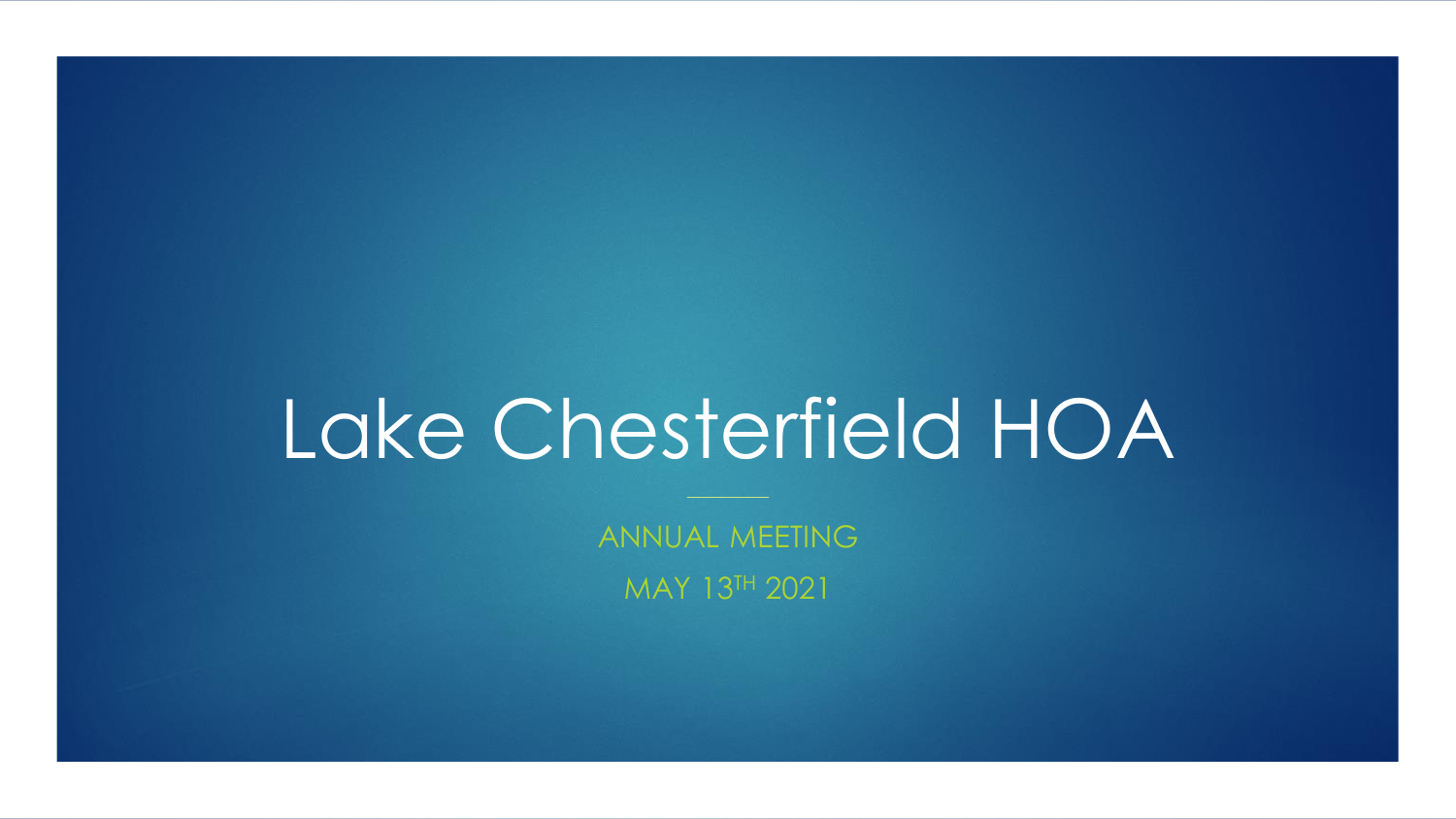# Lake Chesterfield HOA

ANNUAL MEETING

MAY 13TH 2021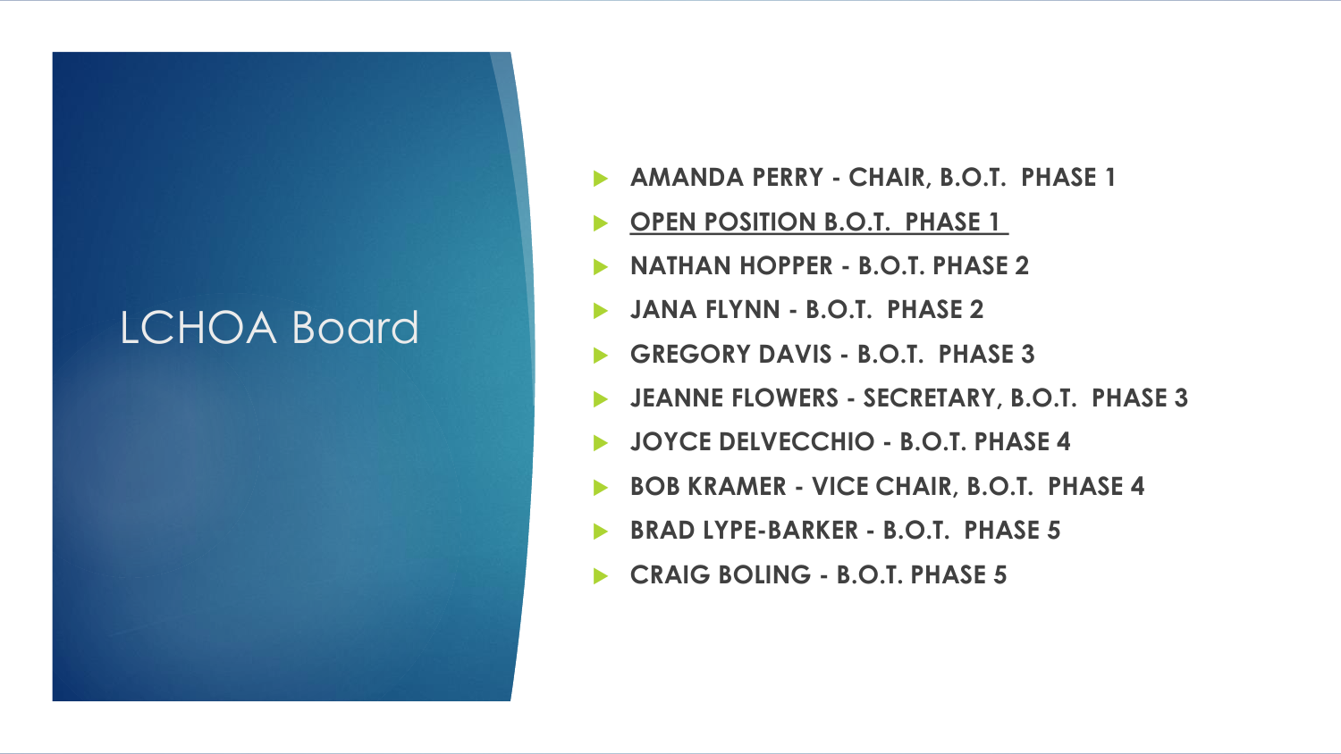# LCHOA Board

- **AMANDA PERRY - CHAIR, B.O.T. PHASE 1**
- **OPEN POSITION B.O.T. PHASE 1**
- **NATHAN HOPPER - B.O.T. PHASE 2**
- **JANA FLYNN - B.O.T. PHASE 2**
- **GREGORY DAVIS - B.O.T. PHASE 3**
- **JEANNE FLOWERS - SECRETARY, B.O.T. PHASE 3**
- **JOYCE DELVECCHIO - B.O.T. PHASE 4**
- **BOB KRAMER - VICE CHAIR, B.O.T. PHASE 4**
- **BRAD LYPE-BARKER - B.O.T. PHASE 5**
- **CRAIG BOLING - B.O.T. PHASE 5**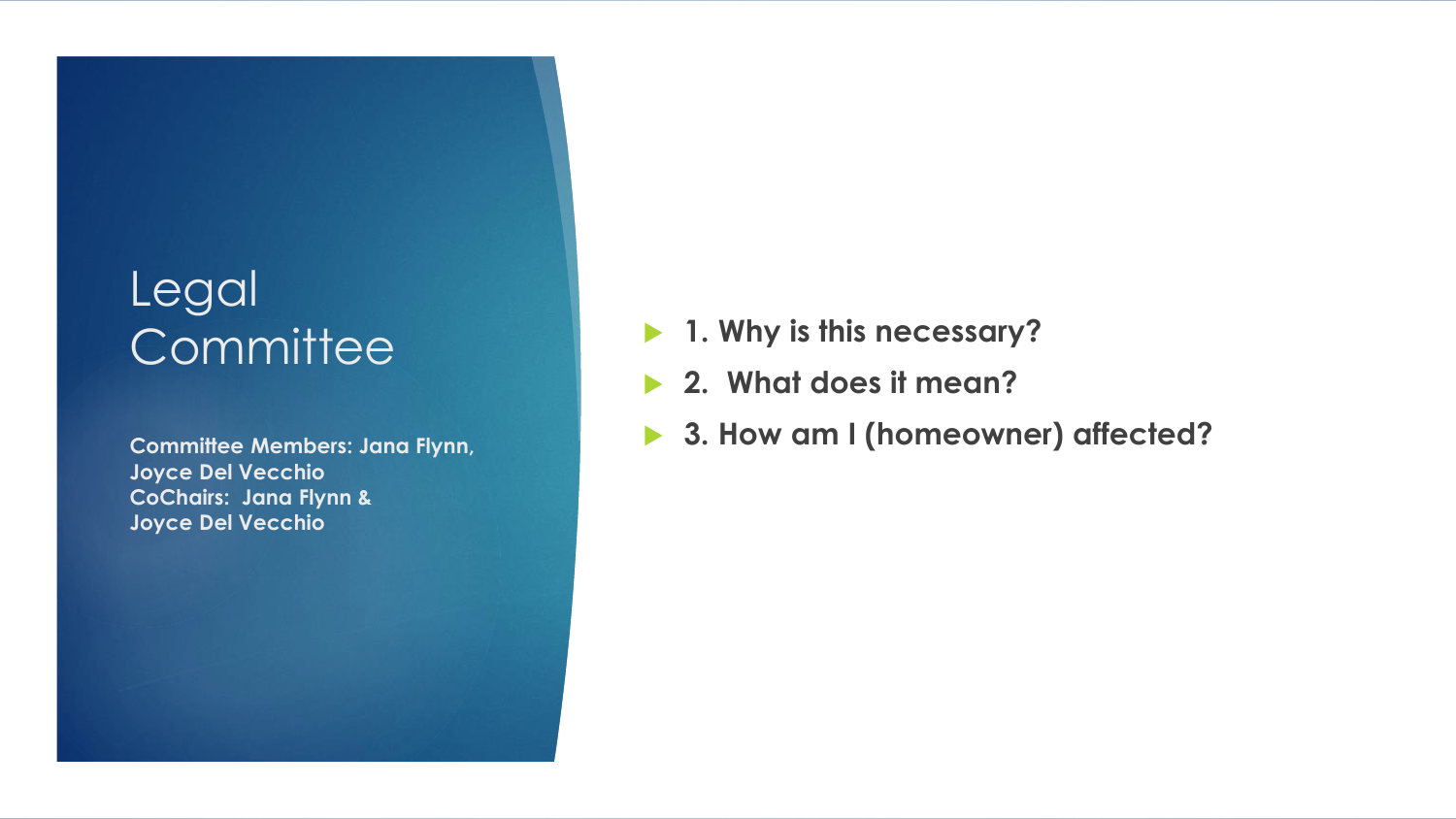# Legal Committee

**Committee Members: Jana Flynn, Joyce Del Vecchio**
**CoChairs: Jana Flynn & Joyce Del Vecchio**

- **1. Why is this necessary?**
- **2. What does it mean?**
- **3. How am I (homeowner) affected?**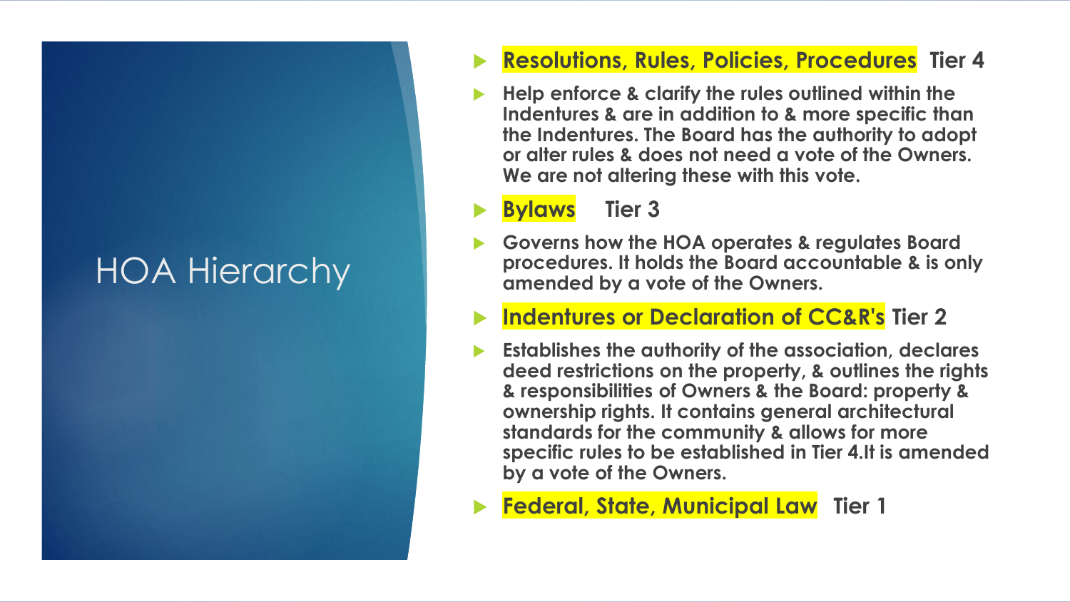# HOA Hierarchy

- **Resolutions, Rules, Policies, Procedures Tier 4**
- **Help enforce & clarify the rules outlined within the Indentures & are in addition to & more specific than the Indentures. The Board has the authority to adopt or alter rules & does not need a vote of the Owners. We are not altering these with this vote.**
- **Bylaws Tier 3**
- **Governs how the HOA operates & regulates Board procedures. It holds the Board accountable & is only amended by a vote of the Owners.**
- **Indentures or Declaration of CC&R's Tier 2**
- **Establishes the authority of the association, declares deed restrictions on the property, & outlines the rights & responsibilities of Owners & the Board: property & ownership rights. It contains general architectural standards for the community & allows for more specific rules to be established in Tier 4.It is amended by a vote of the Owners.**
- **Federal, State, Municipal Law Tier 1**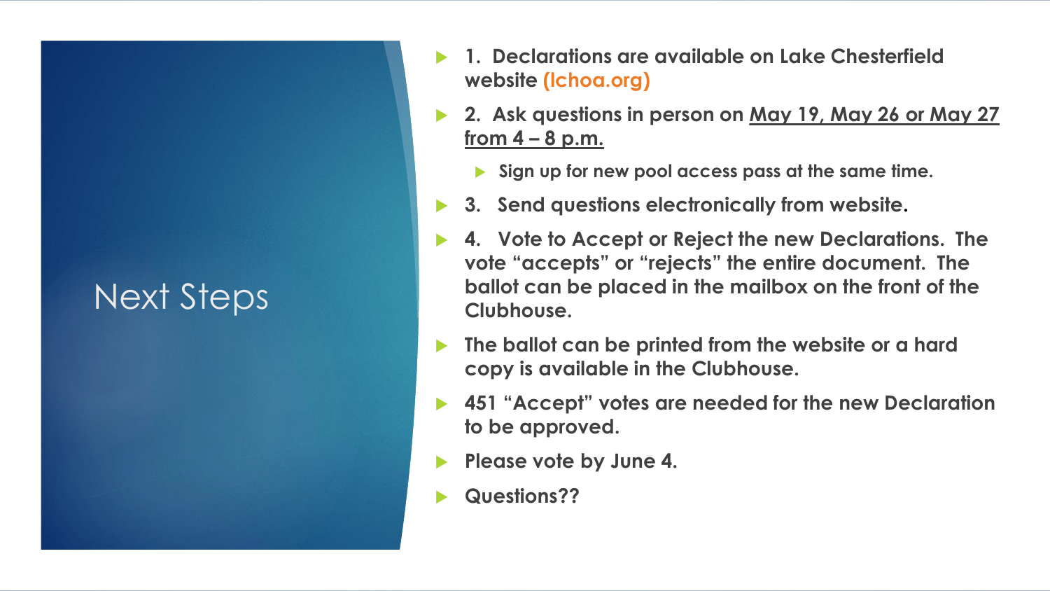# Next Steps

- **1. Declarations are available on Lake Chesterfield website (lchoa.org)**
- **2. Ask questions in person on <u>May 19, May 26 or May 27 from 4 – 8 p.m.</u>**
  - **Sign up for new pool access pass at the same time.**
- **3. Send questions electronically from website.**
- **4. Vote to Accept or Reject the new Declarations. The vote "accepts" or "rejects" the entire document. The ballot can be placed in the mailbox on the front of the Clubhouse.**
- **The ballot can be printed from the website or a hard copy is available in the Clubhouse.**
- **451 "Accept" votes are needed for the new Declaration to be approved.**
- **Please vote by June 4.**
- **Questions??**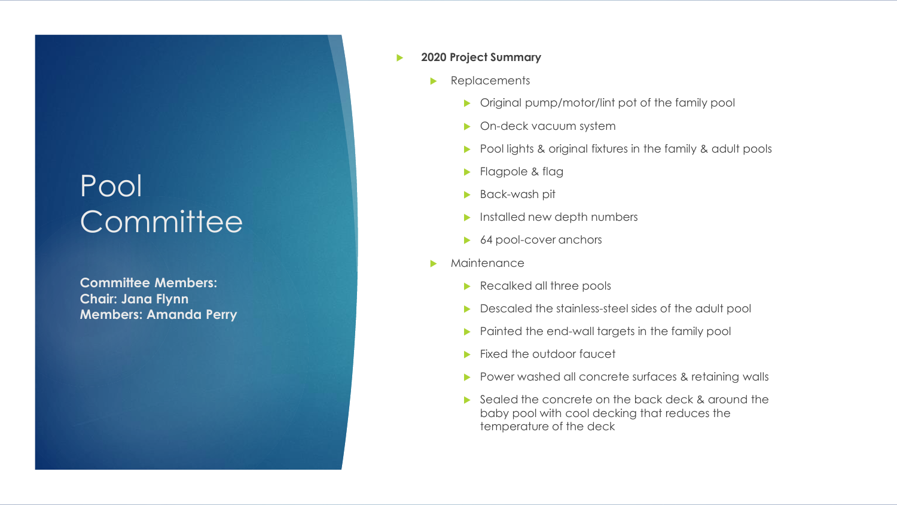# Pool Committee

**Committee Members:**
**Chair: Jana Flynn**
**Members: Amanda Perry**

- **2020 Project Summary**
  - Replacements
    - Original pump/motor/lint pot of the family pool
    - On-deck vacuum system
    - Pool lights & original fixtures in the family & adult pools
    - Flagpole & flag
    - Back-wash pit
    - Installed new depth numbers
    - 64 pool-cover anchors
  - Maintenance
    - Recalked all three pools
    - Descaled the stainless-steel sides of the adult pool
    - Painted the end-wall targets in the family pool
    - Fixed the outdoor faucet
    - Power washed all concrete surfaces & retaining walls
    - Sealed the concrete on the back deck & around the baby pool with cool decking that reduces the temperature of the deck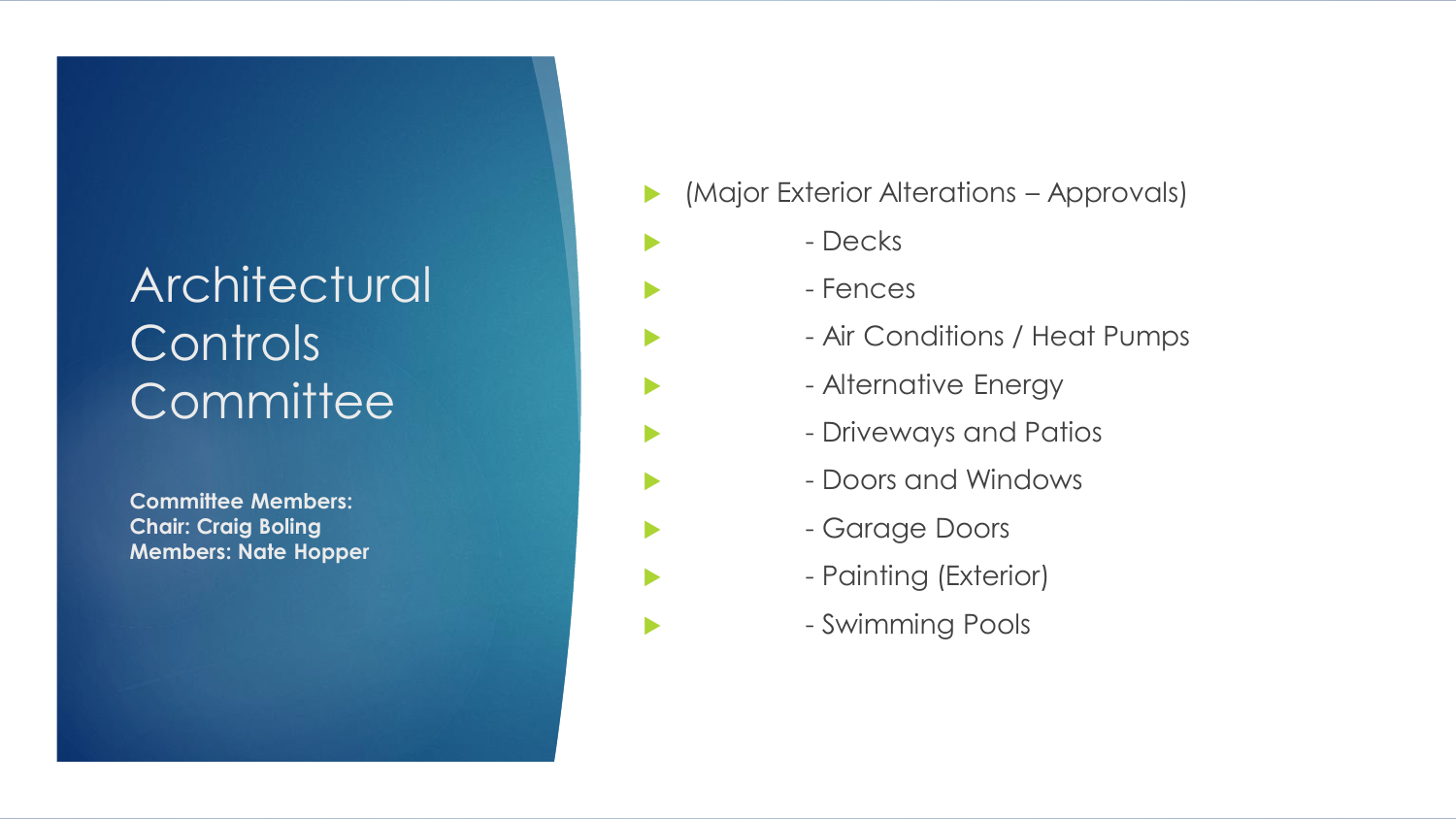# Architectural Controls Committee

**Committee Members:**
**Chair: Craig Boling**
**Members: Nate Hopper**

- (Major Exterior Alterations – Approvals)
- - Decks
- - Fences
- - Air Conditions / Heat Pumps
- - Alternative Energy
- - Driveways and Patios
- - Doors and Windows
- - Garage Doors
- - Painting (Exterior)
- - Swimming Pools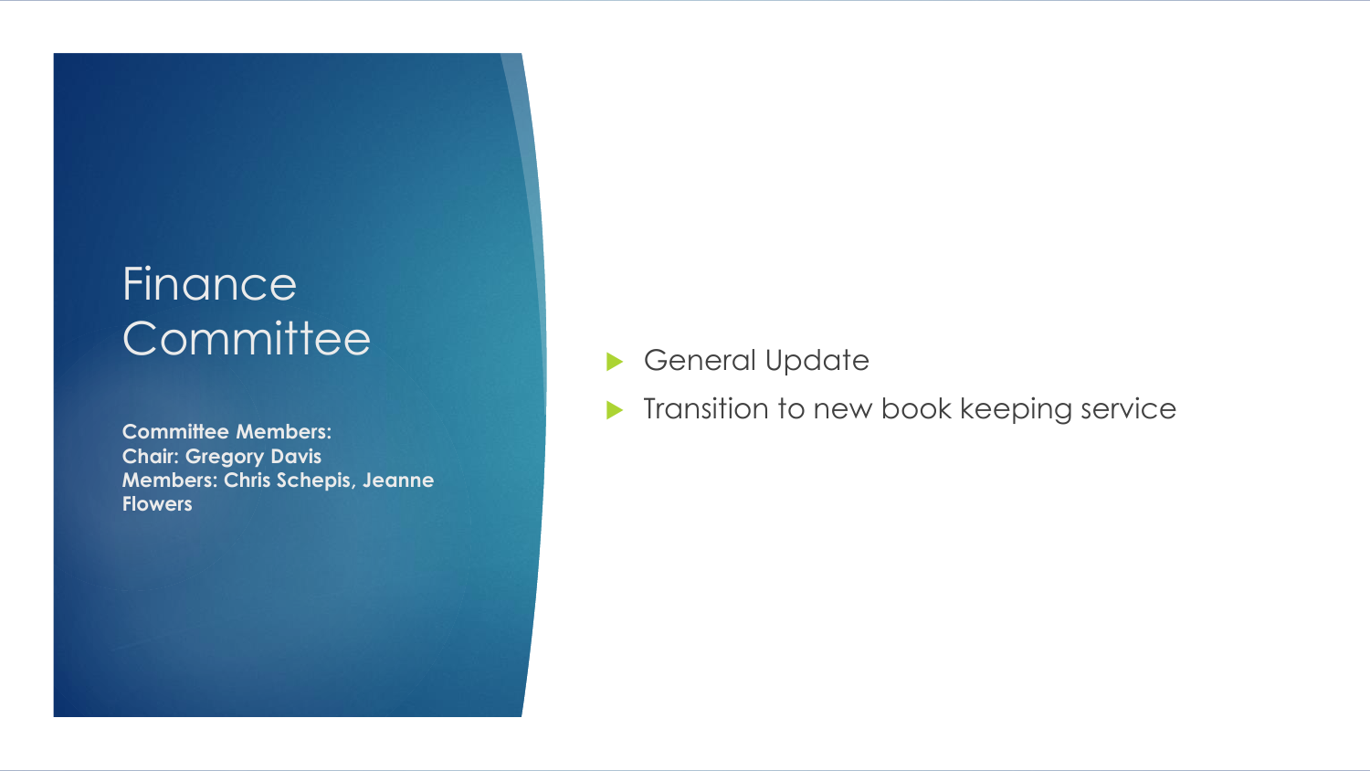# Finance Committee

**Committee Members:**
**Chair: Gregory Davis**
**Members: Chris Schepis, Jeanne Flowers**

- General Update
- Transition to new book keeping service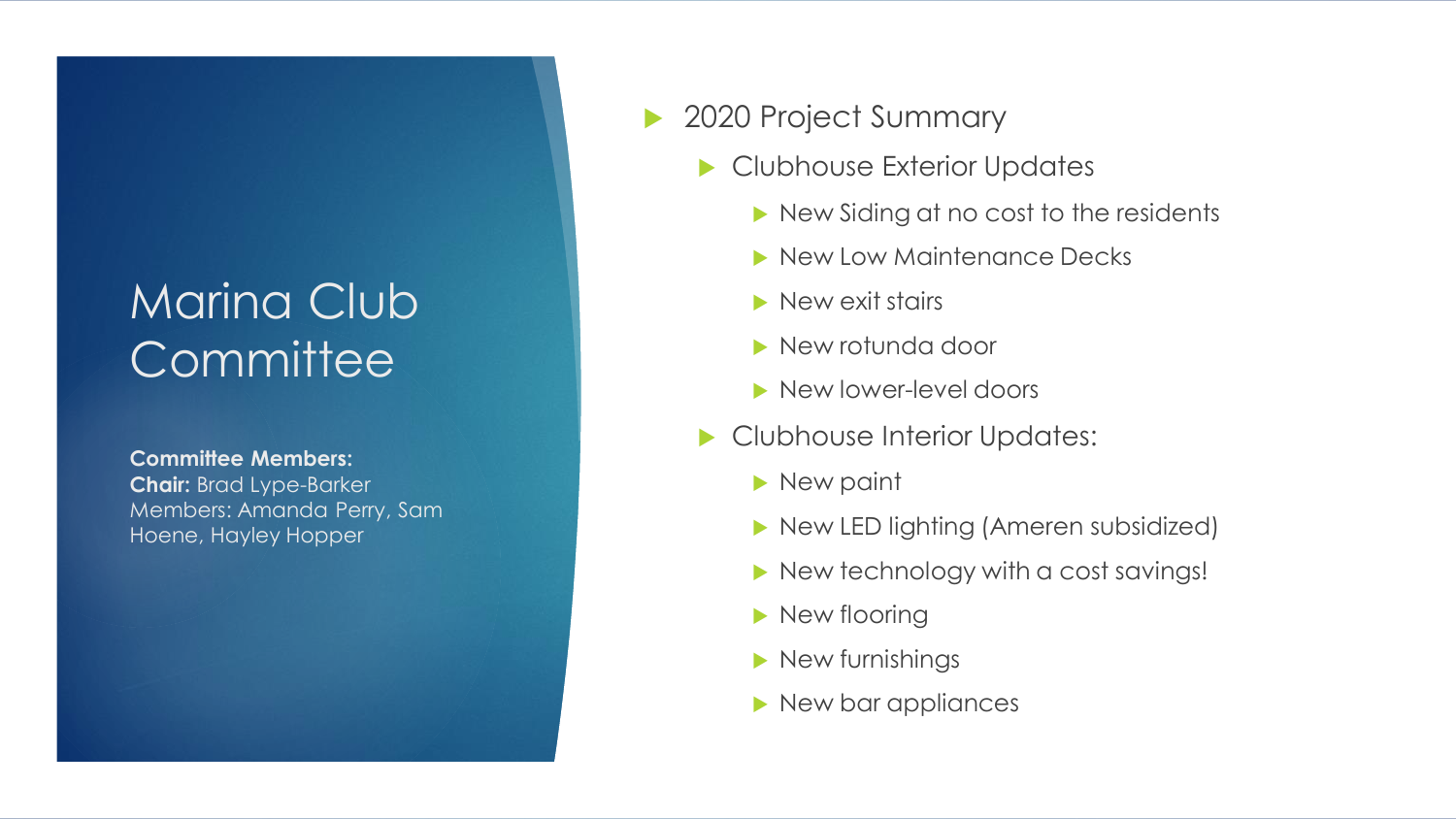# Marina Club Committee

**Committee Members:**
**Chair:** Brad Lype-Barker
Members: Amanda Perry, Sam Hoene, Hayley Hopper

- 2020 Project Summary
  - Clubhouse Exterior Updates
    - New Siding at no cost to the residents
    - New Low Maintenance Decks
    - New exit stairs
    - New rotunda door
    - New lower-level doors
  - Clubhouse Interior Updates:
    - New paint
    - New LED lighting (Ameren subsidized)
    - New technology with a cost savings!
    - New flooring
    - New furnishings
    - New bar appliances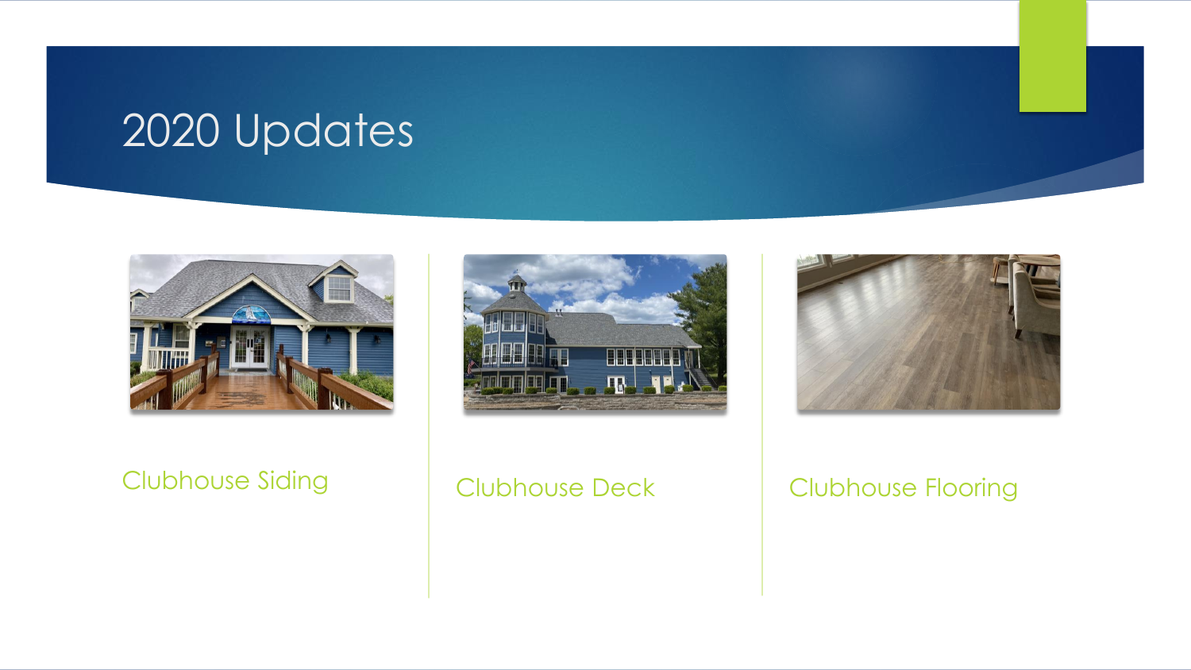# 2020 Updates

Clubhouse Siding

Clubhouse Deck

Clubhouse Flooring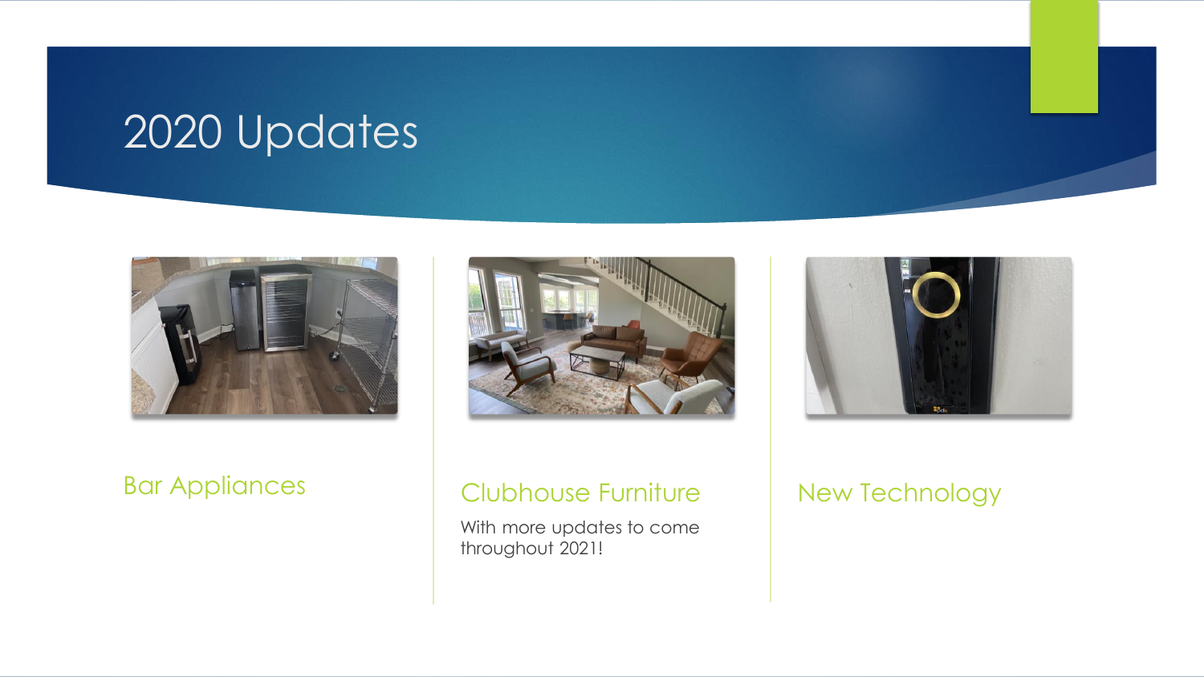# 2020 Updates

Bar Appliances

Clubhouse Furniture

With more updates to come throughout 2021!

New Technology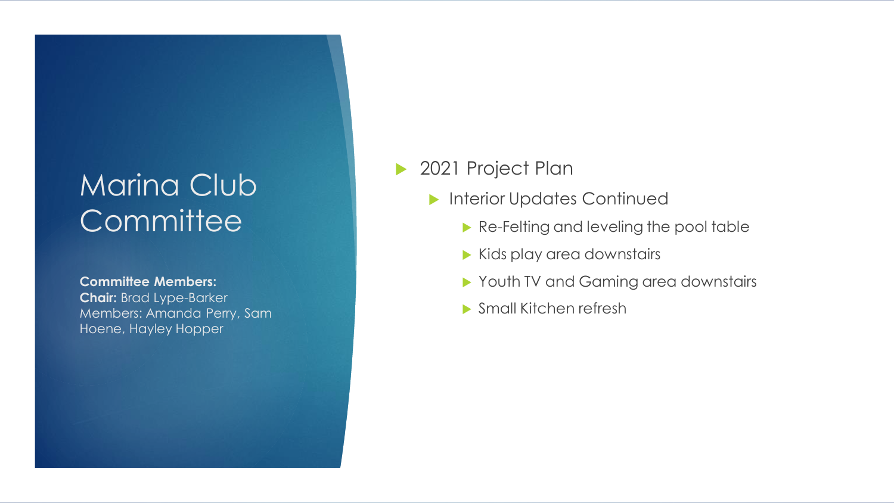# Marina Club Committee

**Committee Members:**
**Chair:** Brad Lype-Barker
Members: Amanda Perry, Sam Hoene, Hayley Hopper

- 2021 Project Plan
  - Interior Updates Continued
    - Re-Felting and leveling the pool table
    - Kids play area downstairs
    - Youth TV and Gaming area downstairs
    - Small Kitchen refresh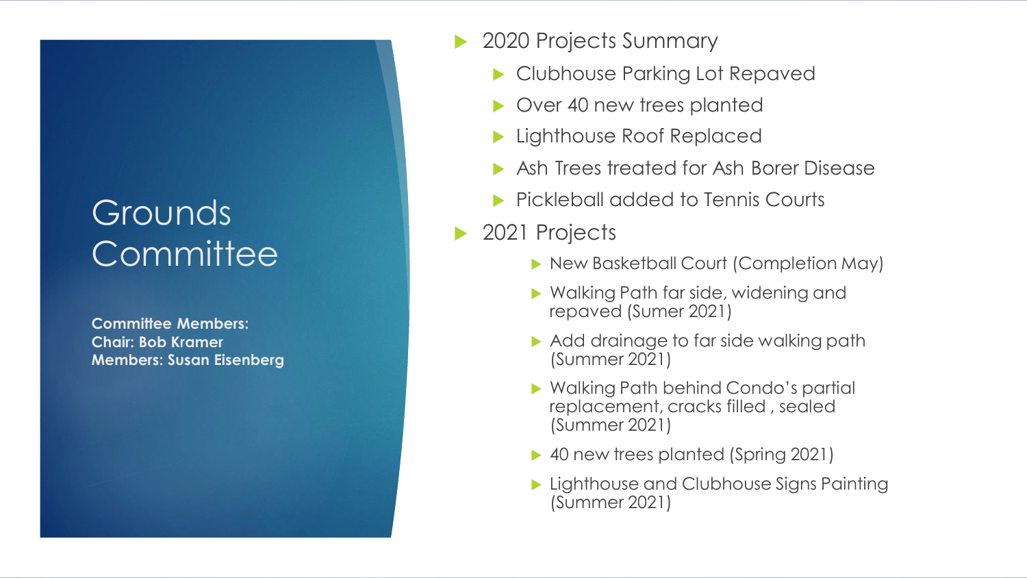# Grounds Committee

**Committee Members:**
**Chair: Bob Kramer**
**Members: Susan Eisenberg**

- 2020 Projects Summary
  - Clubhouse Parking Lot Repaved
  - Over 40 new trees planted
  - Lighthouse Roof Replaced
  - Ash Trees treated for Ash Borer Disease
  - Pickleball added to Tennis Courts
- 2021 Projects
  - New Basketball Court (Completion May)
  - Walking Path far side, widening and repaved (Sumer 2021)
  - Add drainage to far side walking path (Summer 2021)
  - Walking Path behind Condo's partial replacement, cracks filled , sealed (Summer 2021)
  - 40 new trees planted (Spring 2021)
  - Lighthouse and Clubhouse Signs Painting (Summer 2021)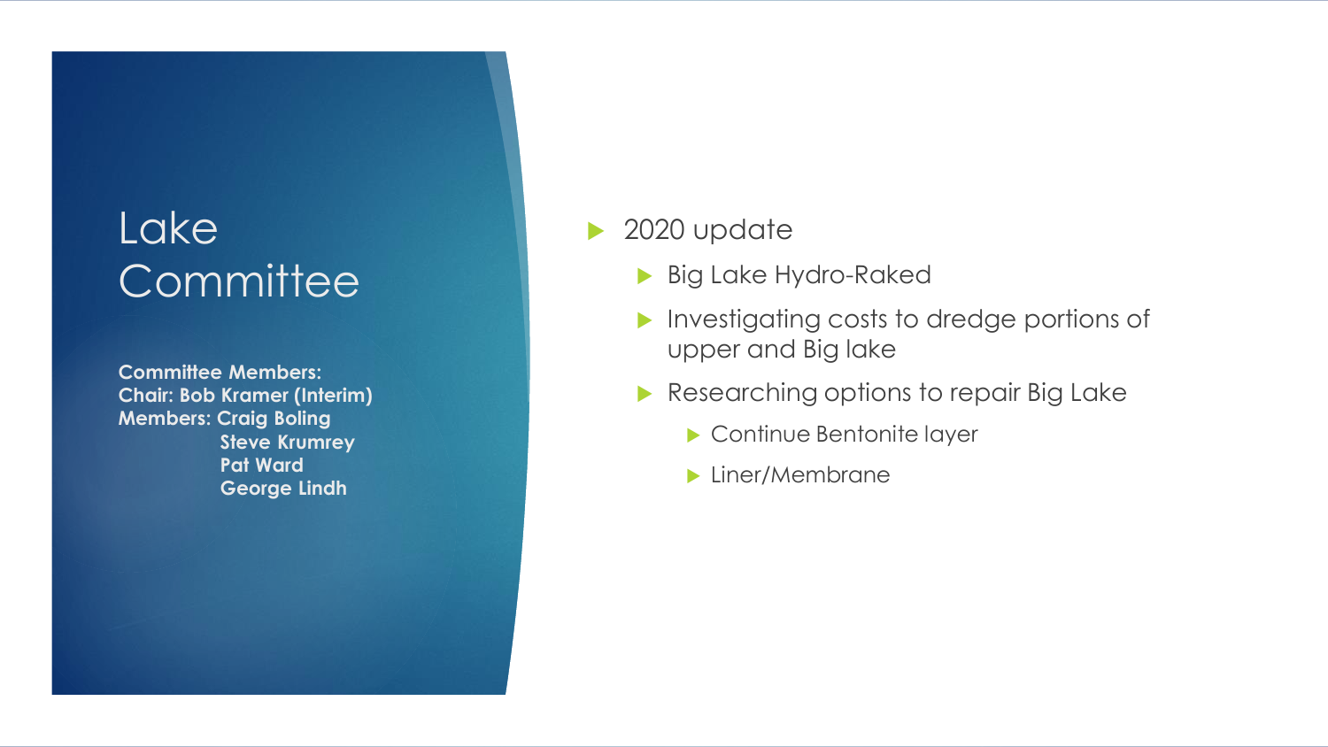# Lake Committee

**Committee Members:**
**Chair: Bob Kramer (Interim)**
**Members: Craig Boling**
**Steve Krumrey**
**Pat Ward**
**George Lindh**

- 2020 update
  - Big Lake Hydro-Raked
  - Investigating costs to dredge portions of upper and Big lake
  - Researching options to repair Big Lake
    - Continue Bentonite layer
    - Liner/Membrane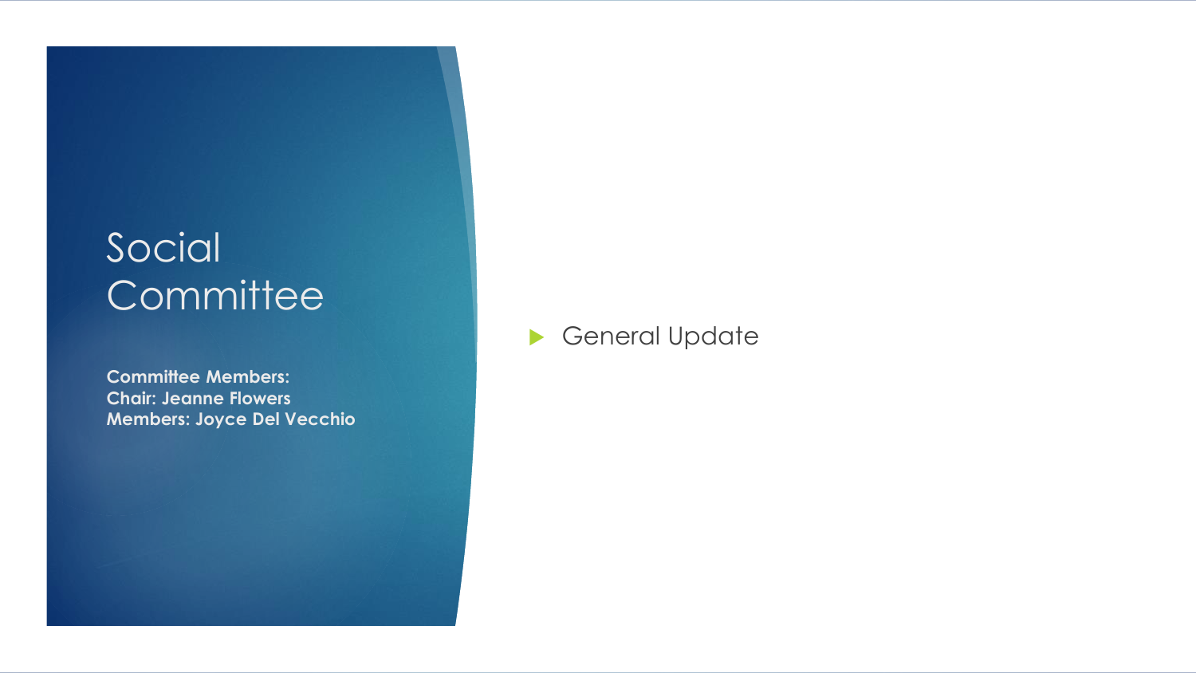# Social Committee

**Committee Members:**
**Chair: Jeanne Flowers**
**Members: Joyce Del Vecchio**

- General Update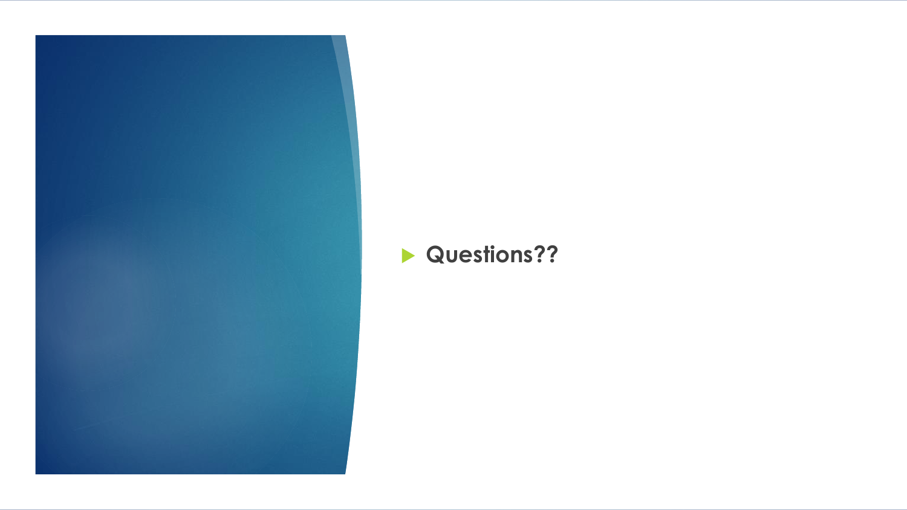- **Questions??**